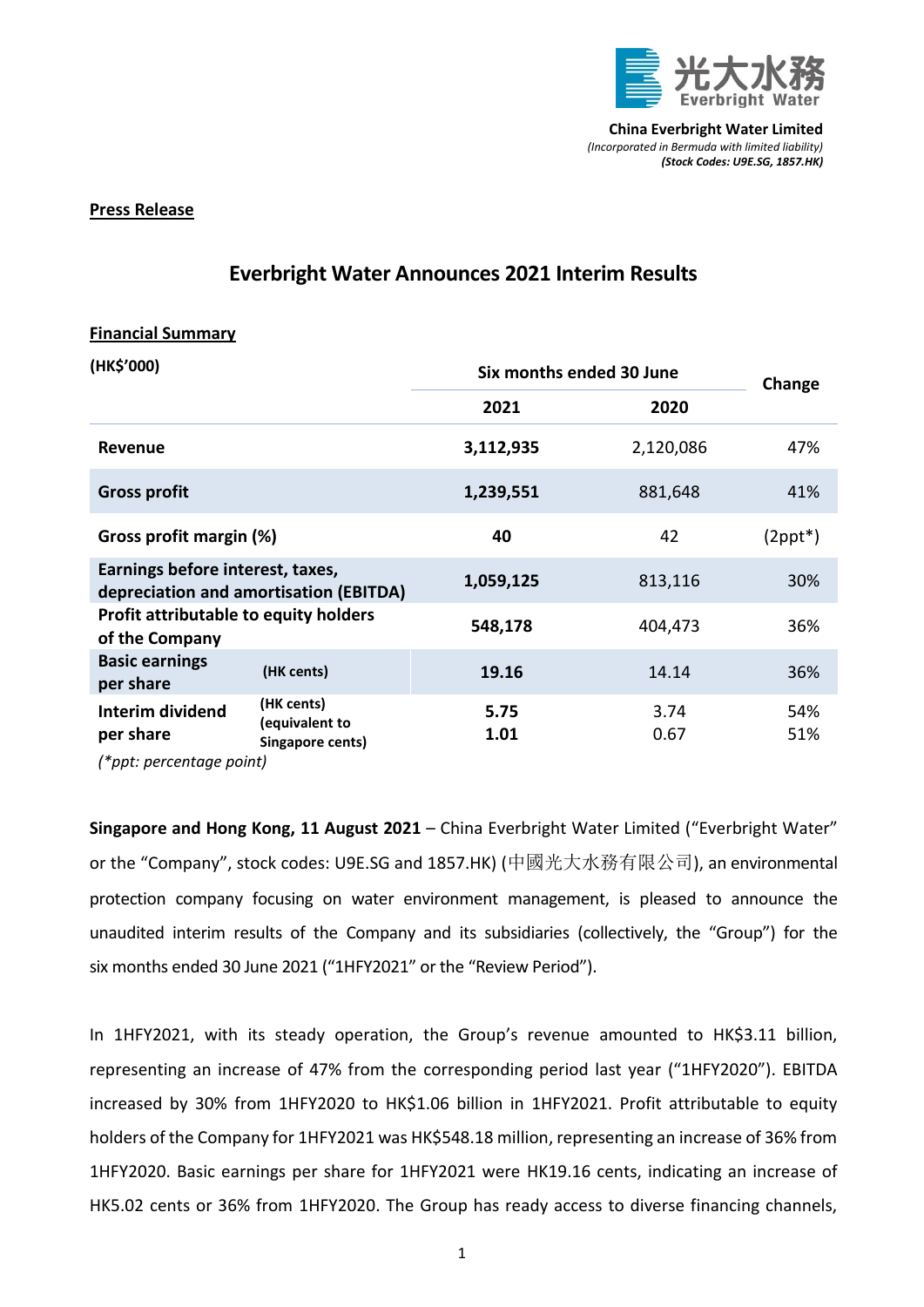**China Everbright Water Limited**
*(Incorporated in Bermuda with limited liability)*
***(Stock Codes: U9E.SG, 1857.HK)***

**Press Release**

# Everbright Water Announces 2021 Interim Results

**Financial Summary**

| (HK$'000) | | Six months ended 30 June | | Change |
|---|---|---|---|---|
| | | **2021** | **2020** | |
| **Revenue** | | **3,112,935** | 2,120,086 | 47% |
| **Gross profit** | | **1,239,551** | 881,648 | 41% |
| **Gross profit margin (%)** | | **40** | 42 | (2ppt*) |
| **Earnings before interest, taxes, depreciation and amortisation (EBITDA)** | | **1,059,125** | 813,116 | 30% |
| **Profit attributable to equity holders of the Company** | | **548,178** | 404,473 | 36% |
| **Basic earnings per share** | **(HK cents)** | **19.16** | 14.14 | 36% |
| **Interim dividend per share** | **(HK cents)** | **5.75** | 3.74 | 54% |
| | **(equivalent to Singapore cents)** | **1.01** | 0.67 | 51% |

*(\*ppt: percentage point)*

**Singapore and Hong Kong, 11 August 2021** – China Everbright Water Limited ("Everbright Water" or the "Company", stock codes: U9E.SG and 1857.HK) (中國光大水務有限公司), an environmental protection company focusing on water environment management, is pleased to announce the unaudited interim results of the Company and its subsidiaries (collectively, the "Group") for the six months ended 30 June 2021 ("1HFY2021" or the "Review Period").

In 1HFY2021, with its steady operation, the Group's revenue amounted to HK$3.11 billion, representing an increase of 47% from the corresponding period last year ("1HFY2020"). EBITDA increased by 30% from 1HFY2020 to HK$1.06 billion in 1HFY2021. Profit attributable to equity holders of the Company for 1HFY2021 was HK$548.18 million, representing an increase of 36% from 1HFY2020. Basic earnings per share for 1HFY2021 were HK19.16 cents, indicating an increase of HK5.02 cents or 36% from 1HFY2020. The Group has ready access to diverse financing channels,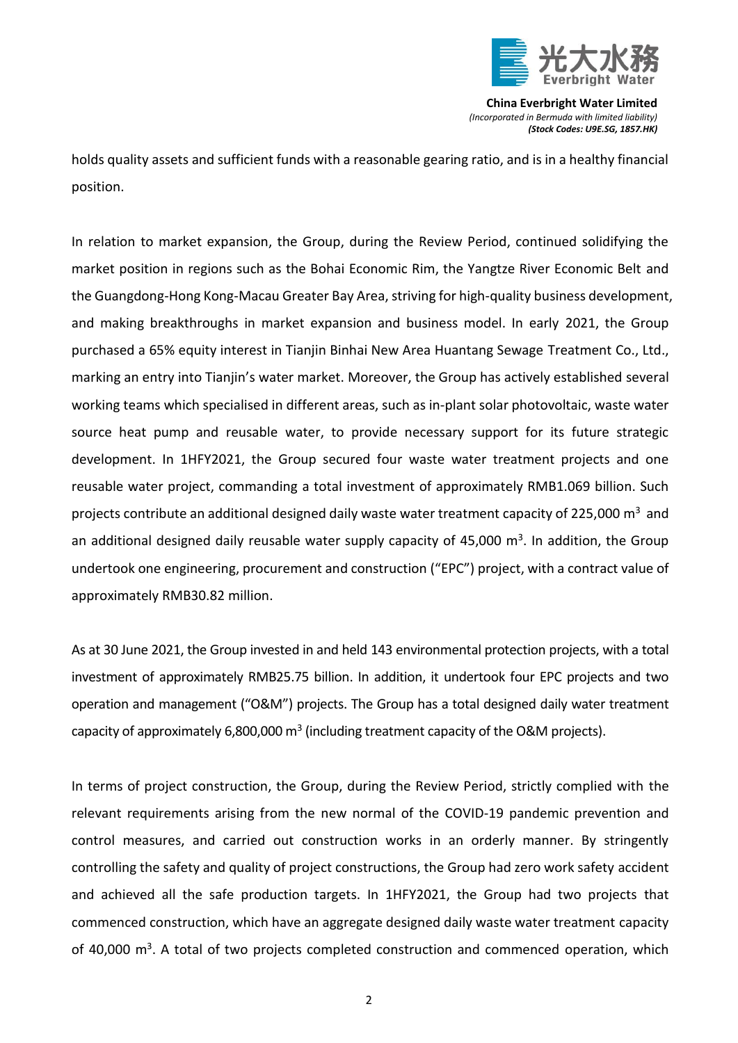holds quality assets and sufficient funds with a reasonable gearing ratio, and is in a healthy financial position.

In relation to market expansion, the Group, during the Review Period, continued solidifying the market position in regions such as the Bohai Economic Rim, the Yangtze River Economic Belt and the Guangdong-Hong Kong-Macau Greater Bay Area, striving for high-quality business development, and making breakthroughs in market expansion and business model. In early 2021, the Group purchased a 65% equity interest in Tianjin Binhai New Area Huantang Sewage Treatment Co., Ltd., marking an entry into Tianjin's water market. Moreover, the Group has actively established several working teams which specialised in different areas, such as in-plant solar photovoltaic, waste water source heat pump and reusable water, to provide necessary support for its future strategic development. In 1HFY2021, the Group secured four waste water treatment projects and one reusable water project, commanding a total investment of approximately RMB1.069 billion. Such projects contribute an additional designed daily waste water treatment capacity of 225,000 $m^3$ and an additional designed daily reusable water supply capacity of 45,000 $m^3$. In addition, the Group undertook one engineering, procurement and construction ("EPC") project, with a contract value of approximately RMB30.82 million.

As at 30 June 2021, the Group invested in and held 143 environmental protection projects, with a total investment of approximately RMB25.75 billion. In addition, it undertook four EPC projects and two operation and management ("O&M") projects. The Group has a total designed daily water treatment capacity of approximately 6,800,000 $m^3$ (including treatment capacity of the O&M projects).

In terms of project construction, the Group, during the Review Period, strictly complied with the relevant requirements arising from the new normal of the COVID-19 pandemic prevention and control measures, and carried out construction works in an orderly manner. By stringently controlling the safety and quality of project constructions, the Group had zero work safety accident and achieved all the safe production targets. In 1HFY2021, the Group had two projects that commenced construction, which have an aggregate designed daily waste water treatment capacity of 40,000 $m^3$. A total of two projects completed construction and commenced operation, which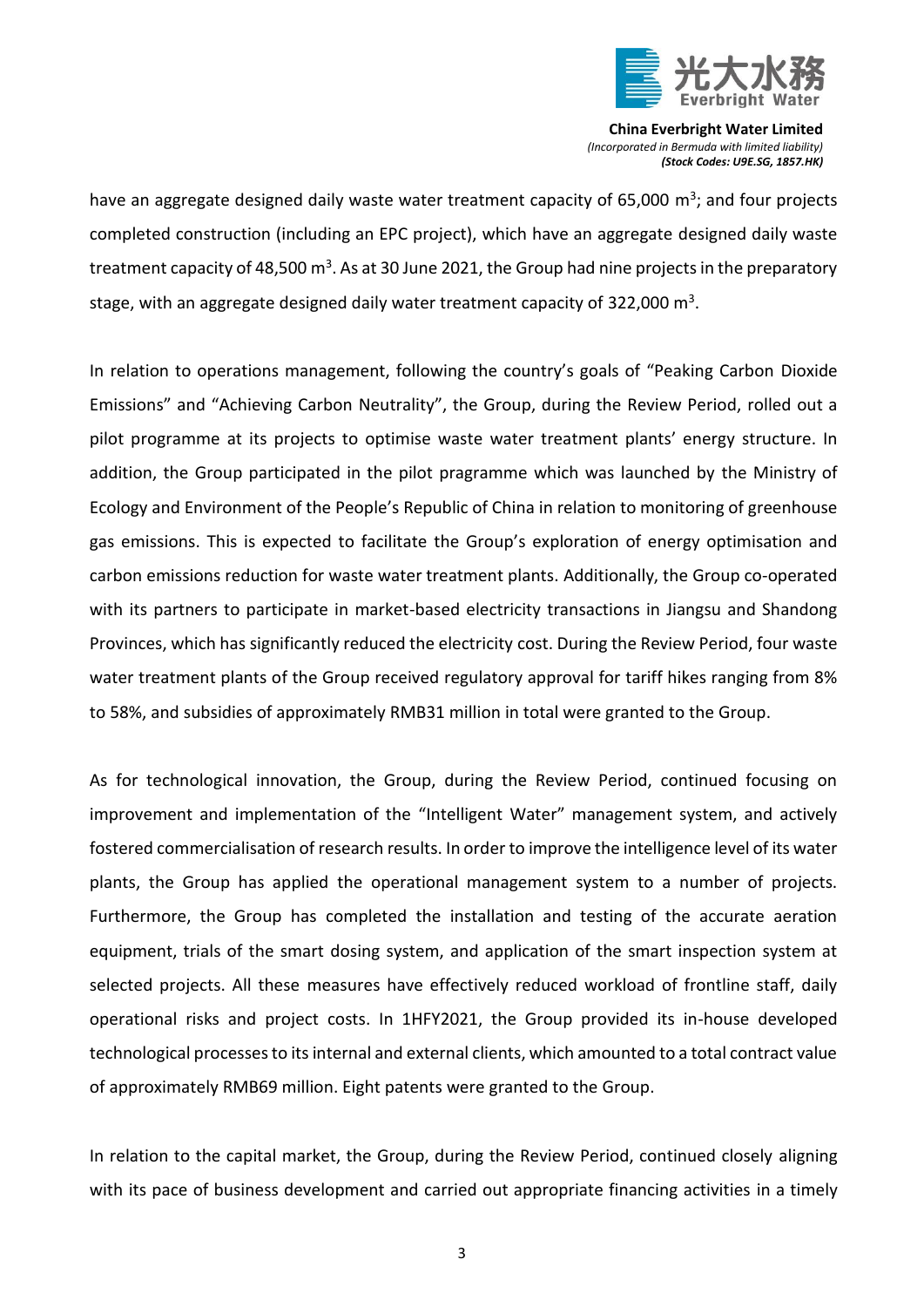have an aggregate designed daily waste water treatment capacity of 65,000 $m^3$; and four projects completed construction (including an EPC project), which have an aggregate designed daily waste treatment capacity of 48,500 $m^3$. As at 30 June 2021, the Group had nine projects in the preparatory stage, with an aggregate designed daily water treatment capacity of 322,000 $m^3$.

In relation to operations management, following the country's goals of "Peaking Carbon Dioxide Emissions" and "Achieving Carbon Neutrality", the Group, during the Review Period, rolled out a pilot programme at its projects to optimise waste water treatment plants' energy structure. In addition, the Group participated in the pilot programme which was launched by the Ministry of Ecology and Environment of the People's Republic of China in relation to monitoring of greenhouse gas emissions. This is expected to facilitate the Group's exploration of energy optimisation and carbon emissions reduction for waste water treatment plants. Additionally, the Group co-operated with its partners to participate in market-based electricity transactions in Jiangsu and Shandong Provinces, which has significantly reduced the electricity cost. During the Review Period, four waste water treatment plants of the Group received regulatory approval for tariff hikes ranging from 8% to 58%, and subsidies of approximately RMB31 million in total were granted to the Group.

As for technological innovation, the Group, during the Review Period, continued focusing on improvement and implementation of the "Intelligent Water" management system, and actively fostered commercialisation of research results. In order to improve the intelligence level of its water plants, the Group has applied the operational management system to a number of projects. Furthermore, the Group has completed the installation and testing of the accurate aeration equipment, trials of the smart dosing system, and application of the smart inspection system at selected projects. All these measures have effectively reduced workload of frontline staff, daily operational risks and project costs. In 1HFY2021, the Group provided its in-house developed technological processes to its internal and external clients, which amounted to a total contract value of approximately RMB69 million. Eight patents were granted to the Group.

In relation to the capital market, the Group, during the Review Period, continued closely aligning with its pace of business development and carried out appropriate financing activities in a timely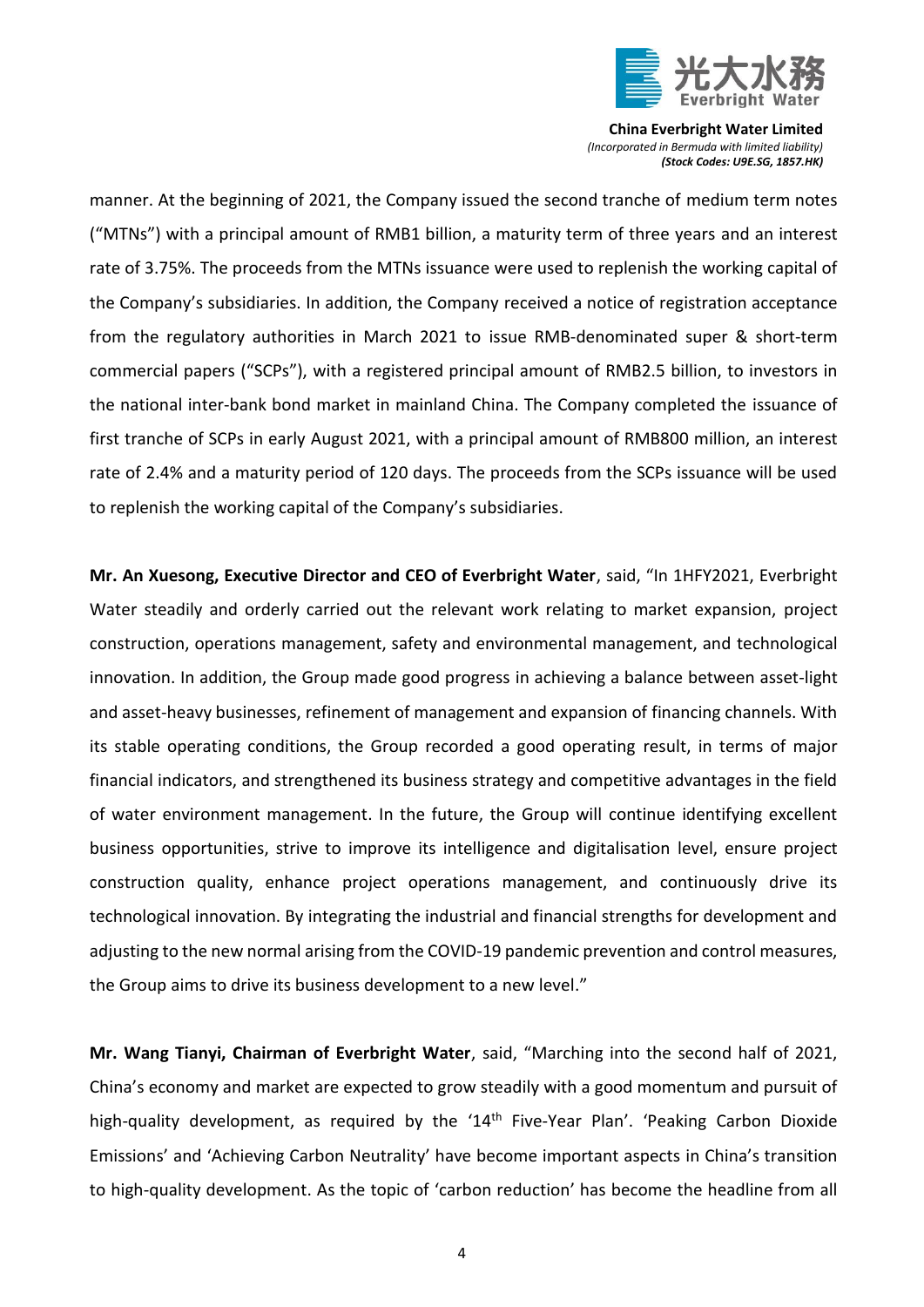manner. At the beginning of 2021, the Company issued the second tranche of medium term notes ("MTNs") with a principal amount of RMB1 billion, a maturity term of three years and an interest rate of 3.75%. The proceeds from the MTNs issuance were used to replenish the working capital of the Company's subsidiaries. In addition, the Company received a notice of registration acceptance from the regulatory authorities in March 2021 to issue RMB-denominated super & short-term commercial papers ("SCPs"), with a registered principal amount of RMB2.5 billion, to investors in the national inter-bank bond market in mainland China. The Company completed the issuance of first tranche of SCPs in early August 2021, with a principal amount of RMB800 million, an interest rate of 2.4% and a maturity period of 120 days. The proceeds from the SCPs issuance will be used to replenish the working capital of the Company's subsidiaries.

**Mr. An Xuesong, Executive Director and CEO of Everbright Water**, said, "In 1HFY2021, Everbright Water steadily and orderly carried out the relevant work relating to market expansion, project construction, operations management, safety and environmental management, and technological innovation. In addition, the Group made good progress in achieving a balance between asset-light and asset-heavy businesses, refinement of management and expansion of financing channels. With its stable operating conditions, the Group recorded a good operating result, in terms of major financial indicators, and strengthened its business strategy and competitive advantages in the field of water environment management. In the future, the Group will continue identifying excellent business opportunities, strive to improve its intelligence and digitalisation level, ensure project construction quality, enhance project operations management, and continuously drive its technological innovation. By integrating the industrial and financial strengths for development and adjusting to the new normal arising from the COVID-19 pandemic prevention and control measures, the Group aims to drive its business development to a new level."

**Mr. Wang Tianyi, Chairman of Everbright Water**, said, "Marching into the second half of 2021, China's economy and market are expected to grow steadily with a good momentum and pursuit of high-quality development, as required by the '14th Five-Year Plan'. 'Peaking Carbon Dioxide Emissions' and 'Achieving Carbon Neutrality' have become important aspects in China's transition to high-quality development. As the topic of 'carbon reduction' has become the headline from all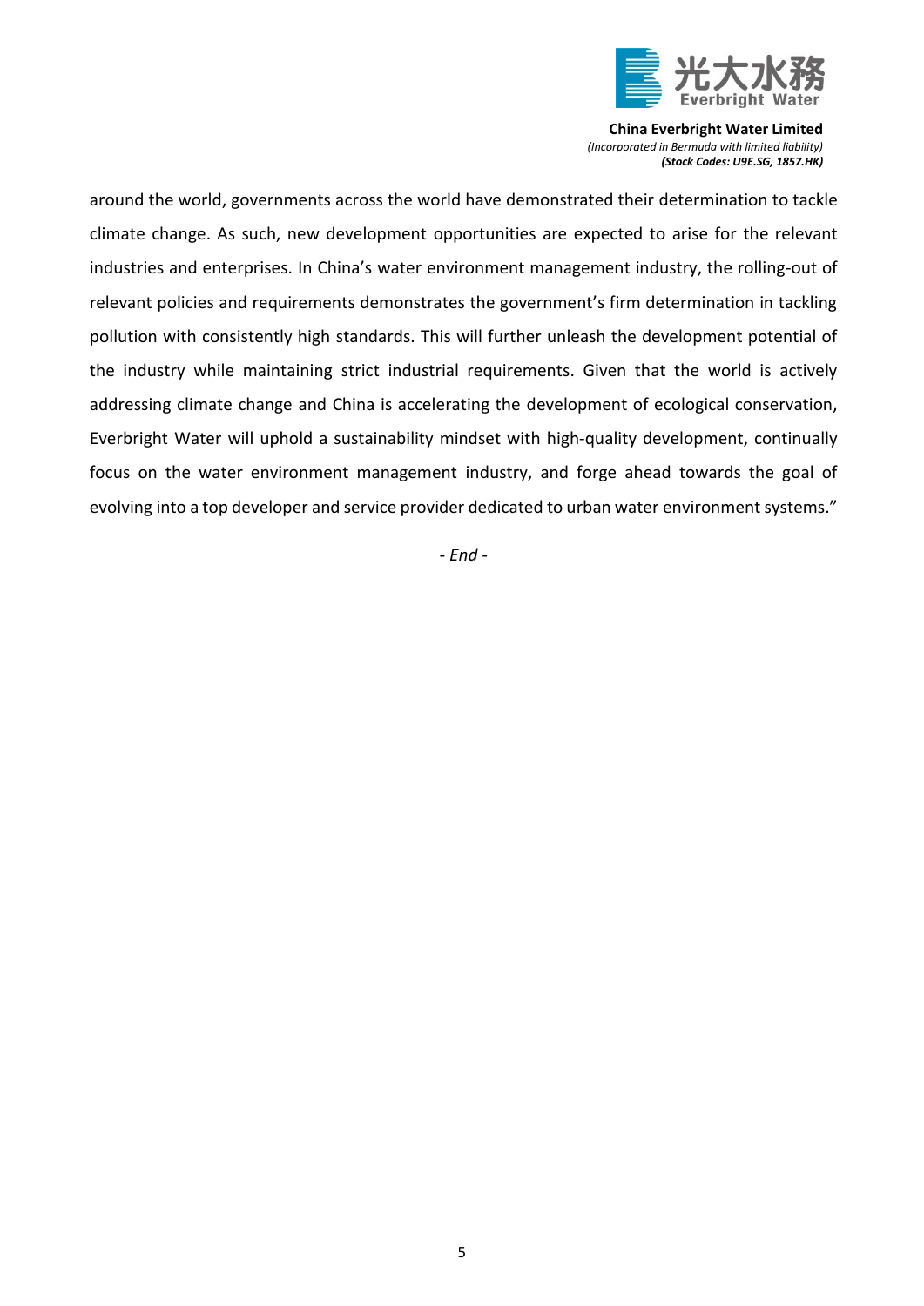around the world, governments across the world have demonstrated their determination to tackle climate change. As such, new development opportunities are expected to arise for the relevant industries and enterprises. In China's water environment management industry, the rolling-out of relevant policies and requirements demonstrates the government's firm determination in tackling pollution with consistently high standards. This will further unleash the development potential of the industry while maintaining strict industrial requirements. Given that the world is actively addressing climate change and China is accelerating the development of ecological conservation, Everbright Water will uphold a sustainability mindset with high-quality development, continually focus on the water environment management industry, and forge ahead towards the goal of evolving into a top developer and service provider dedicated to urban water environment systems."

*- End -*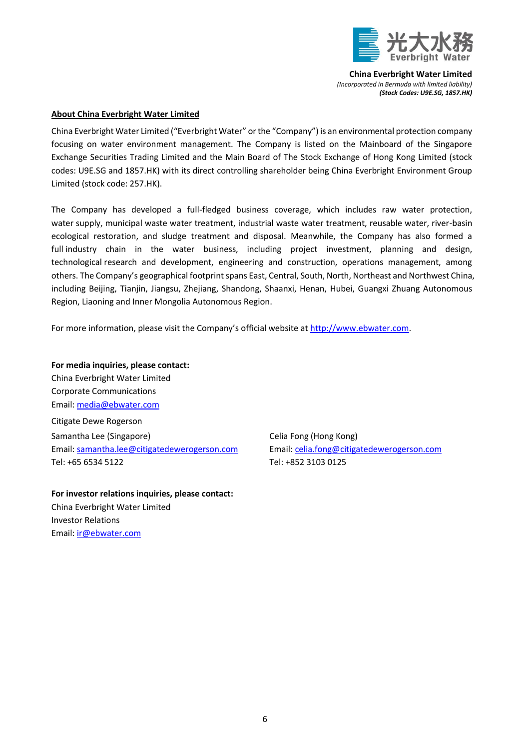**China Everbright Water Limited**
*(Incorporated in Bermuda with limited liability)*
***(Stock Codes: U9E.SG, 1857.HK)***

## About China Everbright Water Limited

China Everbright Water Limited ("Everbright Water" or the "Company") is an environmental protection company focusing on water environment management. The Company is listed on the Mainboard of the Singapore Exchange Securities Trading Limited and the Main Board of The Stock Exchange of Hong Kong Limited (stock codes: U9E.SG and 1857.HK) with its direct controlling shareholder being China Everbright Environment Group Limited (stock code: 257.HK).

The Company has developed a full-fledged business coverage, which includes raw water protection, water supply, municipal waste water treatment, industrial waste water treatment, reusable water, river-basin ecological restoration, and sludge treatment and disposal. Meanwhile, the Company has also formed a full industry chain in the water business, including project investment, planning and design, technological research and development, engineering and construction, operations management, among others. The Company's geographical footprint spans East, Central, South, North, Northeast and Northwest China, including Beijing, Tianjin, Jiangsu, Zhejiang, Shandong, Shaanxi, Henan, Hubei, Guangxi Zhuang Autonomous Region, Liaoning and Inner Mongolia Autonomous Region.

For more information, please visit the Company's official website at http://www.ebwater.com.

**For media inquiries, please contact:**
China Everbright Water Limited
Corporate Communications
Email: media@ebwater.com

Citigate Dewe Rogerson

Samantha Lee (Singapore)
Email: samantha.lee@citigatedewerogerson.com
Tel: +65 6534 5122

Celia Fong (Hong Kong)
Email: celia.fong@citigatedewerogerson.com
Tel: +852 3103 0125

**For investor relations inquiries, please contact:**
China Everbright Water Limited
Investor Relations
Email: ir@ebwater.com